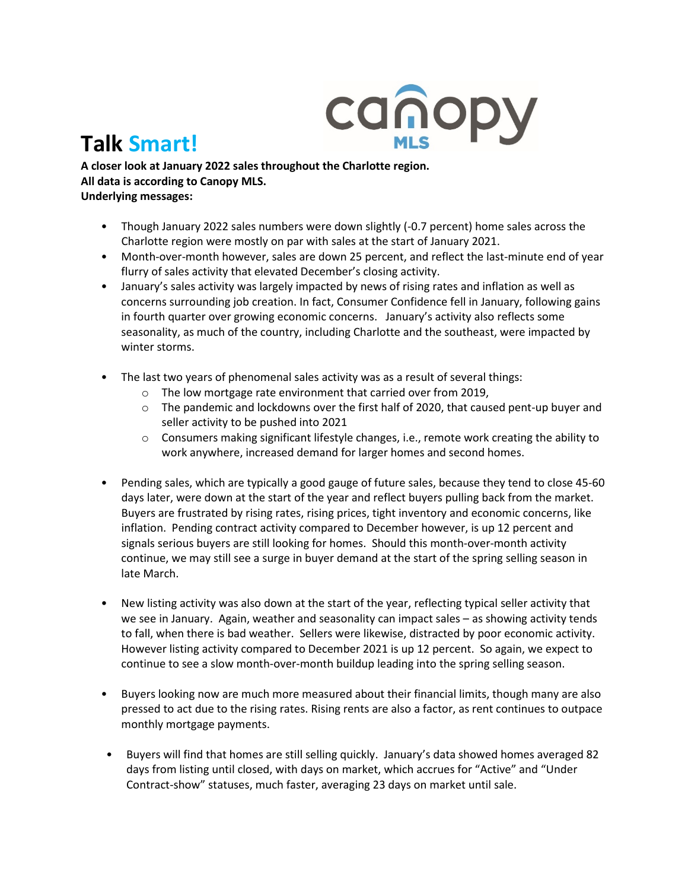# Talk Smart!

**A closer look at January 2022 sales throughout the Charlotte region.**
**All data is according to Canopy MLS.**
**Underlying messages:**

- Though January 2022 sales numbers were down slightly (-0.7 percent) home sales across the Charlotte region were mostly on par with sales at the start of January 2021.
- Month-over-month however, sales are down 25 percent, and reflect the last-minute end of year flurry of sales activity that elevated December's closing activity.
- January's sales activity was largely impacted by news of rising rates and inflation as well as concerns surrounding job creation. In fact, Consumer Confidence fell in January, following gains in fourth quarter over growing economic concerns. January's activity also reflects some seasonality, as much of the country, including Charlotte and the southeast, were impacted by winter storms.

- The last two years of phenomenal sales activity was as a result of several things:
  - The low mortgage rate environment that carried over from 2019,
  - The pandemic and lockdowns over the first half of 2020, that caused pent-up buyer and seller activity to be pushed into 2021
  - Consumers making significant lifestyle changes, i.e., remote work creating the ability to work anywhere, increased demand for larger homes and second homes.

- Pending sales, which are typically a good gauge of future sales, because they tend to close 45-60 days later, were down at the start of the year and reflect buyers pulling back from the market. Buyers are frustrated by rising rates, rising prices, tight inventory and economic concerns, like inflation. Pending contract activity compared to December however, is up 12 percent and signals serious buyers are still looking for homes. Should this month-over-month activity continue, we may still see a surge in buyer demand at the start of the spring selling season in late March.

- New listing activity was also down at the start of the year, reflecting typical seller activity that we see in January. Again, weather and seasonality can impact sales – as showing activity tends to fall, when there is bad weather. Sellers were likewise, distracted by poor economic activity. However listing activity compared to December 2021 is up 12 percent. So again, we expect to continue to see a slow month-over-month buildup leading into the spring selling season.

- Buyers looking now are much more measured about their financial limits, though many are also pressed to act due to the rising rates. Rising rents are also a factor, as rent continues to outpace monthly mortgage payments.

- Buyers will find that homes are still selling quickly. January's data showed homes averaged 82 days from listing until closed, with days on market, which accrues for "Active" and "Under Contract-show" statuses, much faster, averaging 23 days on market until sale.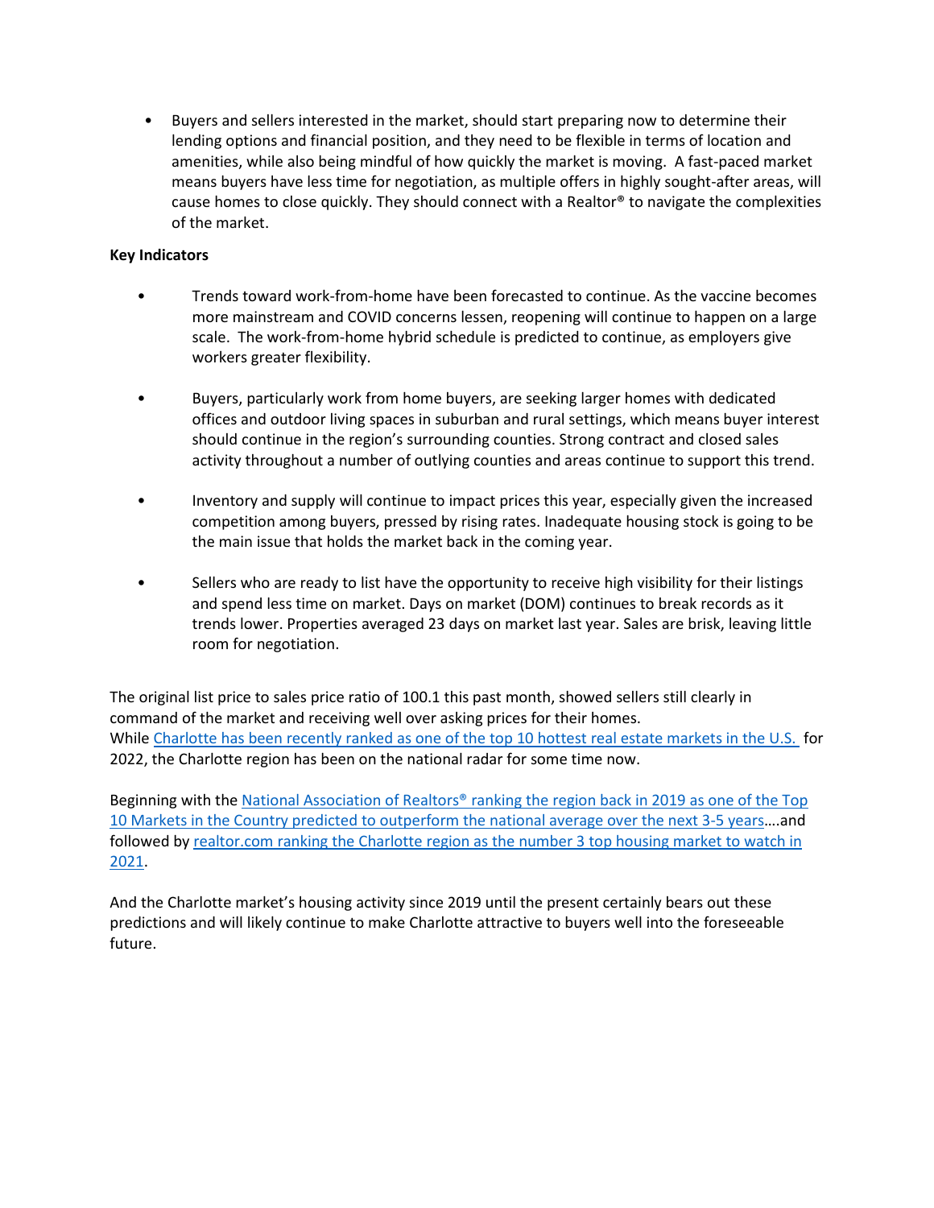- Buyers and sellers interested in the market, should start preparing now to determine their lending options and financial position, and they need to be flexible in terms of location and amenities, while also being mindful of how quickly the market is moving. A fast-paced market means buyers have less time for negotiation, as multiple offers in highly sought-after areas, will cause homes to close quickly. They should connect with a Realtor® to navigate the complexities of the market.

**Key Indicators**

- Trends toward work-from-home have been forecasted to continue. As the vaccine becomes more mainstream and COVID concerns lessen, reopening will continue to happen on a large scale. The work-from-home hybrid schedule is predicted to continue, as employers give workers greater flexibility.

- Buyers, particularly work from home buyers, are seeking larger homes with dedicated offices and outdoor living spaces in suburban and rural settings, which means buyer interest should continue in the region's surrounding counties. Strong contract and closed sales activity throughout a number of outlying counties and areas continue to support this trend.

- Inventory and supply will continue to impact prices this year, especially given the increased competition among buyers, pressed by rising rates. Inadequate housing stock is going to be the main issue that holds the market back in the coming year.

- Sellers who are ready to list have the opportunity to receive high visibility for their listings and spend less time on market. Days on market (DOM) continues to break records as it trends lower. Properties averaged 23 days on market last year. Sales are brisk, leaving little room for negotiation.

The original list price to sales price ratio of 100.1 this past month, showed sellers still clearly in command of the market and receiving well over asking prices for their homes.
While Charlotte has been recently ranked as one of the top 10 hottest real estate markets in the U.S. for 2022, the Charlotte region has been on the national radar for some time now.

Beginning with the National Association of Realtors® ranking the region back in 2019 as one of the Top 10 Markets in the Country predicted to outperform the national average over the next 3-5 years….and followed by realtor.com ranking the Charlotte region as the number 3 top housing market to watch in 2021.

And the Charlotte market's housing activity since 2019 until the present certainly bears out these predictions and will likely continue to make Charlotte attractive to buyers well into the foreseeable future.